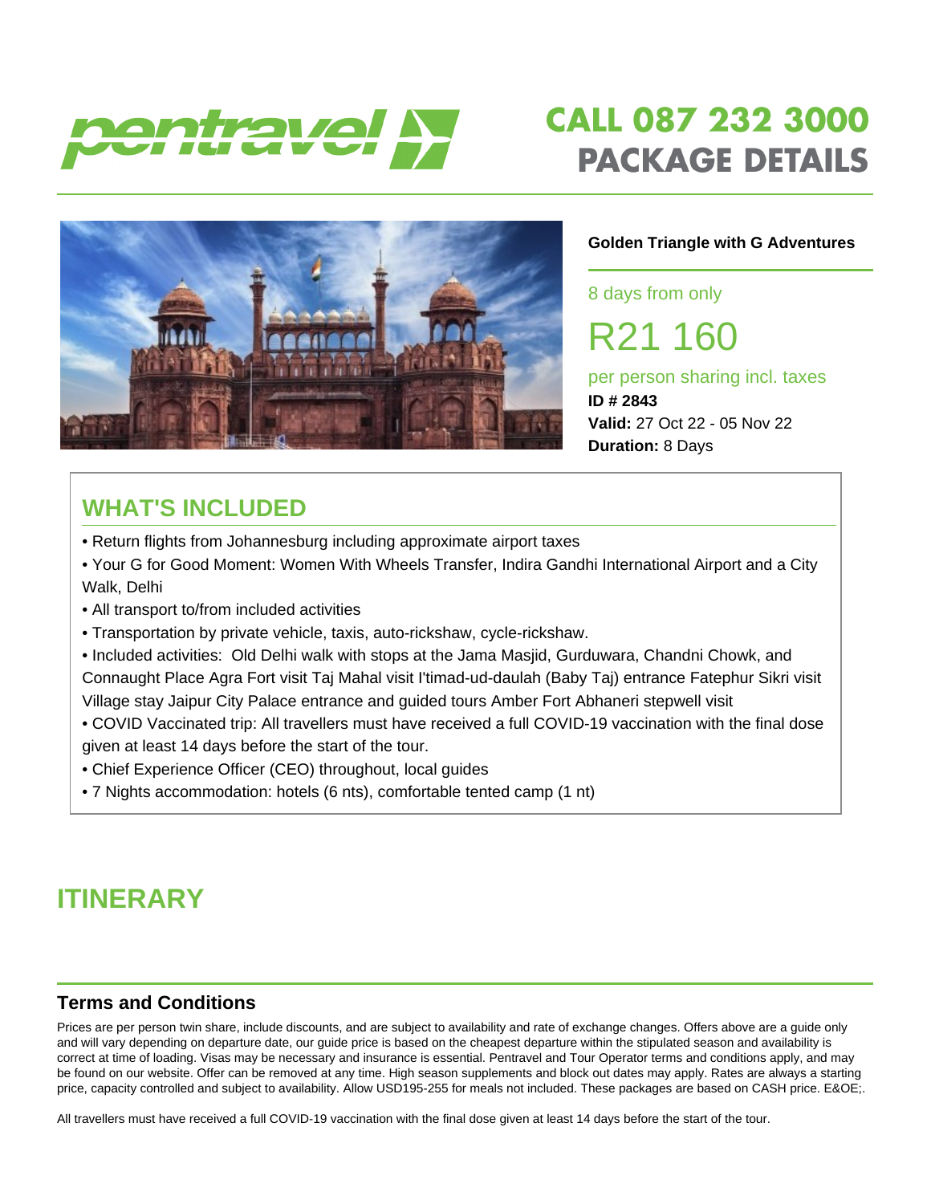pentravel

# CALL 087 232 3000
# PACKAGE DETAILS

**Golden Triangle with G Adventures**

8 days from only

R21 160

per person sharing incl. taxes

**ID # 2843**

**Valid:** 27 Oct 22 - 05 Nov 22

**Duration:** 8 Days

## WHAT'S INCLUDED

- Return flights from Johannesburg including approximate airport taxes
- Your G for Good Moment: Women With Wheels Transfer, Indira Gandhi International Airport and a City Walk, Delhi
- All transport to/from included activities
- Transportation by private vehicle, taxis, auto-rickshaw, cycle-rickshaw.
- Included activities: Old Delhi walk with stops at the Jama Masjid, Gurduwara, Chandni Chowk, and Connaught Place Agra Fort visit Taj Mahal visit I'timad-ud-daulah (Baby Taj) entrance Fatephur Sikri visit Village stay Jaipur City Palace entrance and guided tours Amber Fort Abhaneri stepwell visit
- COVID Vaccinated trip: All travellers must have received a full COVID-19 vaccination with the final dose given at least 14 days before the start of the tour.
- Chief Experience Officer (CEO) throughout, local guides
- 7 Nights accommodation: hotels (6 nts), comfortable tented camp (1 nt)

## ITINERARY

### Terms and Conditions

Prices are per person twin share, include discounts, and are subject to availability and rate of exchange changes. Offers above are a guide only and will vary depending on departure date, our guide price is based on the cheapest departure within the stipulated season and availability is correct at time of loading. Visas may be necessary and insurance is essential. Pentravel and Tour Operator terms and conditions apply, and may be found on our website. Offer can be removed at any time. High season supplements and block out dates may apply. Rates are always a starting price, capacity controlled and subject to availability. Allow USD195-255 for meals not included. These packages are based on CASH price. E&OE;.

All travellers must have received a full COVID-19 vaccination with the final dose given at least 14 days before the start of the tour.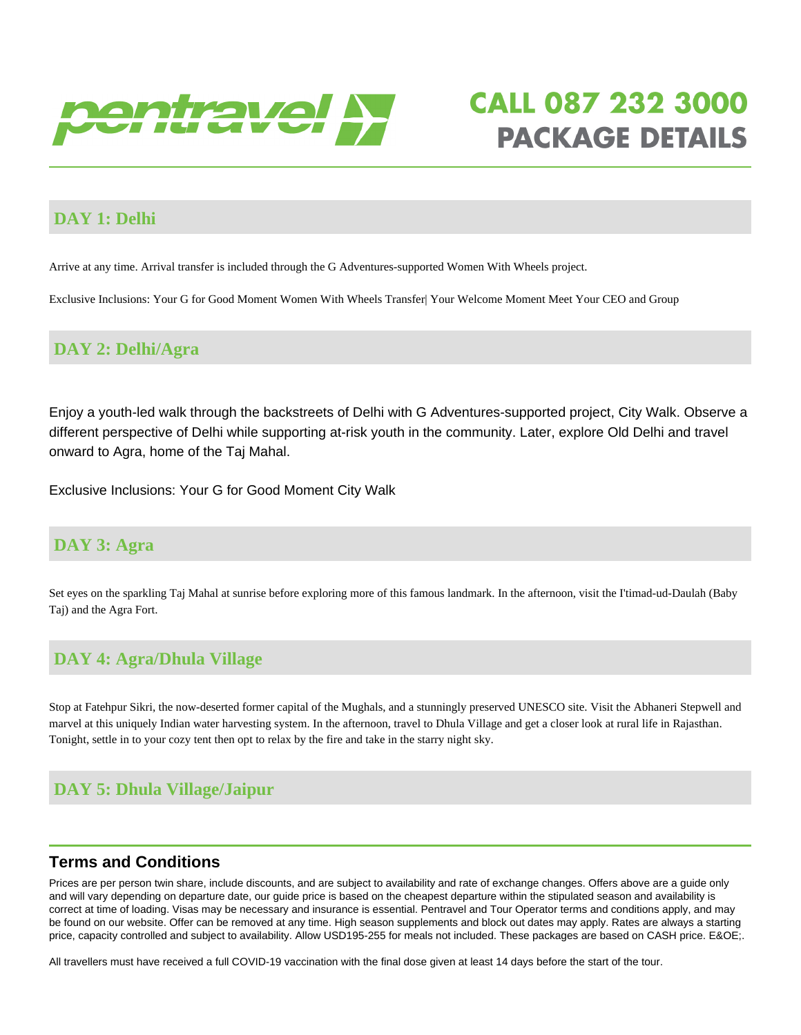## DAY 1: Delhi

Arrive at any time. Arrival transfer is included through the G Adventures-supported Women With Wheels project.

Exclusive Inclusions: Your G for Good Moment Women With Wheels Transfer| Your Welcome Moment Meet Your CEO and Group

## DAY 2: Delhi/Agra

Enjoy a youth-led walk through the backstreets of Delhi with G Adventures-supported project, City Walk. Observe a different perspective of Delhi while supporting at-risk youth in the community. Later, explore Old Delhi and travel onward to Agra, home of the Taj Mahal.

Exclusive Inclusions: Your G for Good Moment City Walk

## DAY 3: Agra

Set eyes on the sparkling Taj Mahal at sunrise before exploring more of this famous landmark. In the afternoon, visit the I'timad-ud-Daulah (Baby Taj) and the Agra Fort.

## DAY 4: Agra/Dhula Village

Stop at Fatehpur Sikri, the now-deserted former capital of the Mughals, and a stunningly preserved UNESCO site. Visit the Abhaneri Stepwell and marvel at this uniquely Indian water harvesting system. In the afternoon, travel to Dhula Village and get a closer look at rural life in Rajasthan. Tonight, settle in to your cozy tent then opt to relax by the fire and take in the starry night sky.

## DAY 5: Dhula Village/Jaipur

## Terms and Conditions

Prices are per person twin share, include discounts, and are subject to availability and rate of exchange changes. Offers above are a guide only and will vary depending on departure date, our guide price is based on the cheapest departure within the stipulated season and availability is correct at time of loading. Visas may be necessary and insurance is essential. Pentravel and Tour Operator terms and conditions apply, and may be found on our website. Offer can be removed at any time. High season supplements and block out dates may apply. Rates are always a starting price, capacity controlled and subject to availability. Allow USD195-255 for meals not included. These packages are based on CASH price. E&OE;.

All travellers must have received a full COVID-19 vaccination with the final dose given at least 14 days before the start of the tour.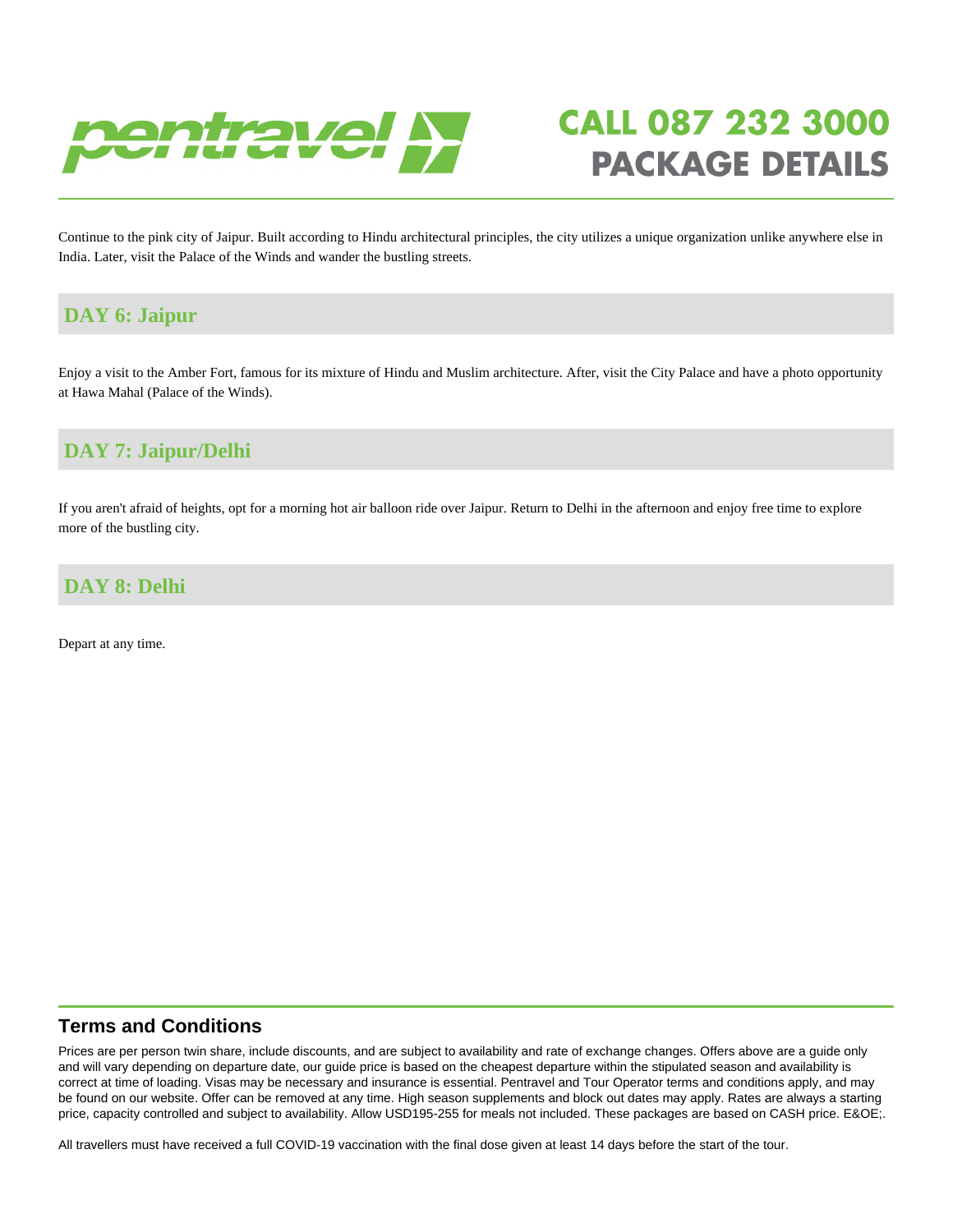Continue to the pink city of Jaipur. Built according to Hindu architectural principles, the city utilizes a unique organization unlike anywhere else in India. Later, visit the Palace of the Winds and wander the bustling streets.

## DAY 6: Jaipur

Enjoy a visit to the Amber Fort, famous for its mixture of Hindu and Muslim architecture. After, visit the City Palace and have a photo opportunity at Hawa Mahal (Palace of the Winds).

## DAY 7: Jaipur/Delhi

If you aren't afraid of heights, opt for a morning hot air balloon ride over Jaipur. Return to Delhi in the afternoon and enjoy free time to explore more of the bustling city.

## DAY 8: Delhi

Depart at any time.

## Terms and Conditions

Prices are per person twin share, include discounts, and are subject to availability and rate of exchange changes. Offers above are a guide only and will vary depending on departure date, our guide price is based on the cheapest departure within the stipulated season and availability is correct at time of loading. Visas may be necessary and insurance is essential. Pentravel and Tour Operator terms and conditions apply, and may be found on our website. Offer can be removed at any time. High season supplements and block out dates may apply. Rates are always a starting price, capacity controlled and subject to availability. Allow USD195-255 for meals not included. These packages are based on CASH price. E&OE;.

All travellers must have received a full COVID-19 vaccination with the final dose given at least 14 days before the start of the tour.